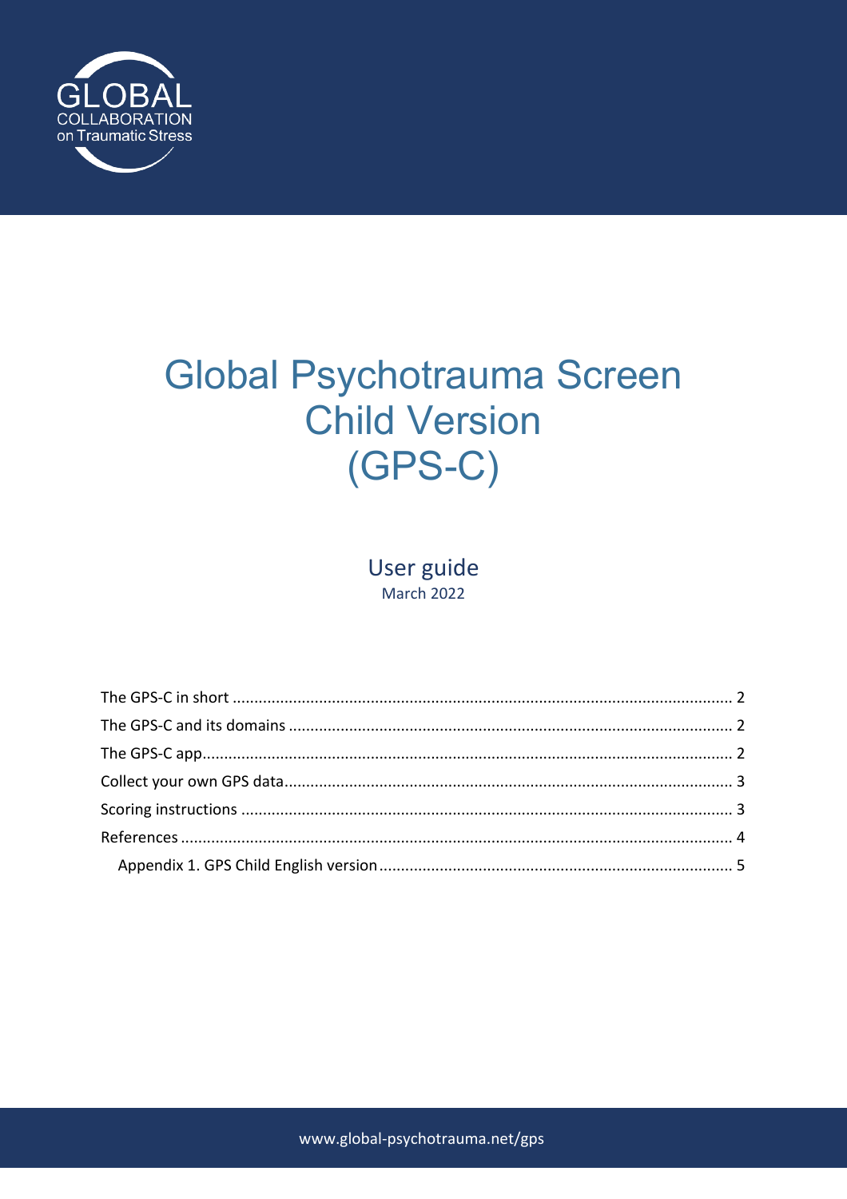GLOBAL
COLLABORATION
on Traumatic Stress

# Global Psychotrauma Screen Child Version (GPS-C)

User guide
March 2022

The GPS-C in short ........................................................ 2
The GPS-C and its domains ................................................ 2
The GPS-C app ............................................................ 2
Collect your own GPS data ................................................ 3
Scoring instructions ..................................................... 3
References ............................................................... 4
Appendix 1. GPS Child English version .................................... 5

www.global-psychotrauma.net/gps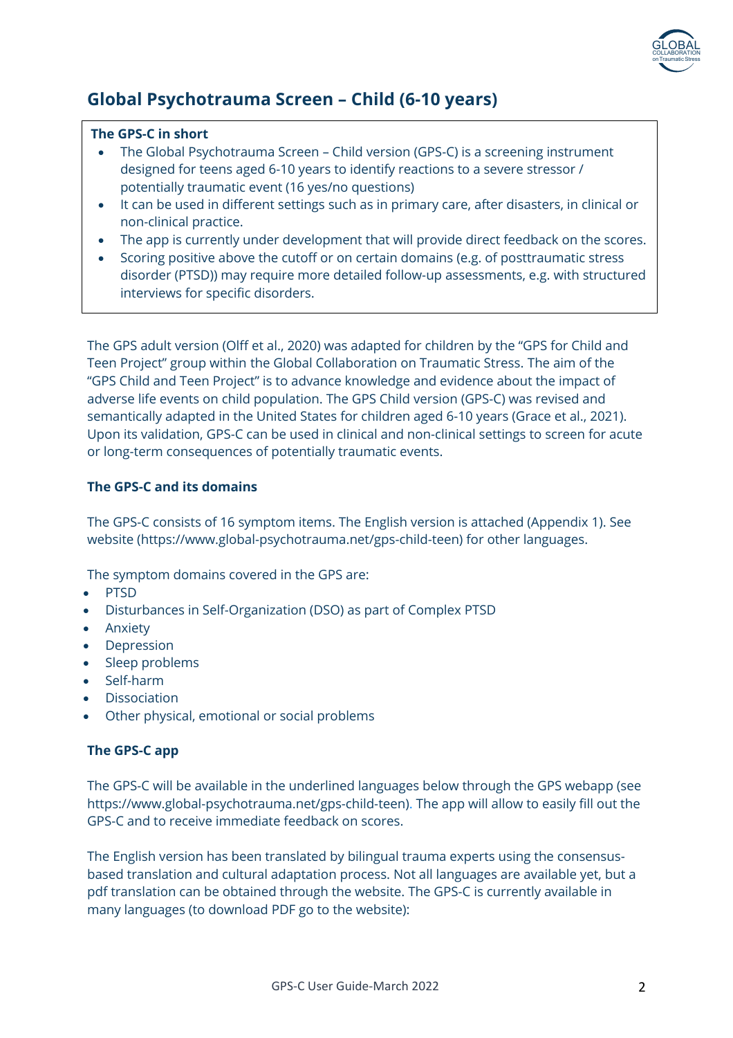# Global Psychotrauma Screen – Child (6-10 years)

**The GPS-C in short**

- The Global Psychotrauma Screen – Child version (GPS-C) is a screening instrument designed for teens aged 6-10 years to identify reactions to a severe stressor / potentially traumatic event (16 yes/no questions)
- It can be used in different settings such as in primary care, after disasters, in clinical or non-clinical practice.
- The app is currently under development that will provide direct feedback on the scores.
- Scoring positive above the cutoff or on certain domains (e.g. of posttraumatic stress disorder (PTSD)) may require more detailed follow-up assessments, e.g. with structured interviews for specific disorders.

The GPS adult version (Olff et al., 2020) was adapted for children by the "GPS for Child and Teen Project" group within the Global Collaboration on Traumatic Stress. The aim of the "GPS Child and Teen Project" is to advance knowledge and evidence about the impact of adverse life events on child population. The GPS Child version (GPS-C) was revised and semantically adapted in the United States for children aged 6-10 years (Grace et al., 2021). Upon its validation, GPS-C can be used in clinical and non-clinical settings to screen for acute or long-term consequences of potentially traumatic events.

**The GPS-C and its domains**

The GPS-C consists of 16 symptom items. The English version is attached (Appendix 1). See website (https://www.global-psychotrauma.net/gps-child-teen) for other languages.

The symptom domains covered in the GPS are:

- PTSD
- Disturbances in Self-Organization (DSO) as part of Complex PTSD
- Anxiety
- Depression
- Sleep problems
- Self-harm
- Dissociation
- Other physical, emotional or social problems

**The GPS-C app**

The GPS-C will be available in the underlined languages below through the GPS webapp (see https://www.global-psychotrauma.net/gps-child-teen). The app will allow to easily fill out the GPS-C and to receive immediate feedback on scores.

The English version has been translated by bilingual trauma experts using the consensus-based translation and cultural adaptation process. Not all languages are available yet, but a pdf translation can be obtained through the website. The GPS-C is currently available in many languages (to download PDF go to the website):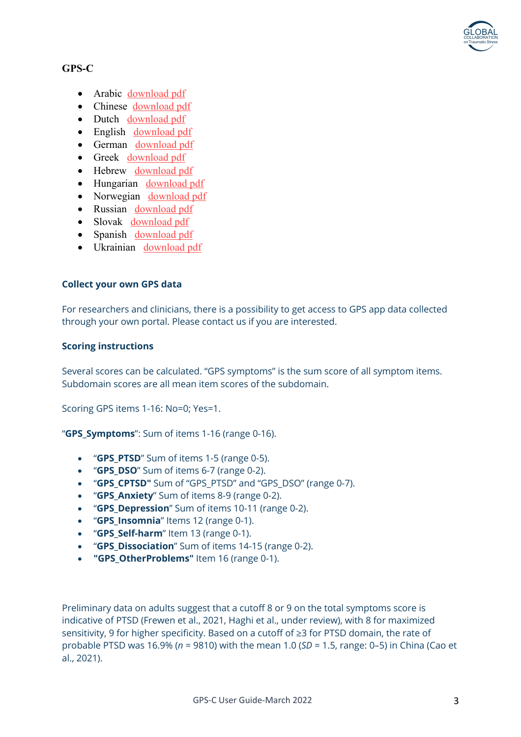## GPS-C

- Arabic download pdf
- Chinese download pdf
- Dutch download pdf
- English download pdf
- German download pdf
- Greek download pdf
- Hebrew download pdf
- Hungarian download pdf
- Norwegian download pdf
- Russian download pdf
- Slovak download pdf
- Spanish download pdf
- Ukrainian download pdf

### Collect your own GPS data

For researchers and clinicians, there is a possibility to get access to GPS app data collected through your own portal. Please contact us if you are interested.

### Scoring instructions

Several scores can be calculated. "GPS symptoms" is the sum score of all symptom items. Subdomain scores are all mean item scores of the subdomain.

Scoring GPS items 1-16: No=0; Yes=1.

"**GPS_Symptoms**": Sum of items 1-16 (range 0-16).

- "**GPS_PTSD**" Sum of items 1-5 (range 0-5).
- "**GPS_DSO**" Sum of items 6-7 (range 0-2).
- "**GPS_CPTSD"** Sum of "GPS_PTSD" and "GPS_DSO" (range 0-7).
- "**GPS_Anxiety**" Sum of items 8-9 (range 0-2).
- "**GPS_Depression**" Sum of items 10-11 (range 0-2).
- "**GPS_Insomnia**" Items 12 (range 0-1).
- "**GPS_Self-harm**" Item 13 (range 0-1).
- "**GPS_Dissociation**" Sum of items 14-15 (range 0-2).
- **"GPS_OtherProblems"** Item 16 (range 0-1).

Preliminary data on adults suggest that a cutoff 8 or 9 on the total symptoms score is indicative of PTSD (Frewen et al., 2021, Haghi et al., under review), with 8 for maximized sensitivity, 9 for higher specificity. Based on a cutoff of ≥3 for PTSD domain, the rate of probable PTSD was 16.9% (*n* = 9810) with the mean 1.0 (*SD* = 1.5, range: 0–5) in China (Cao et al., 2021).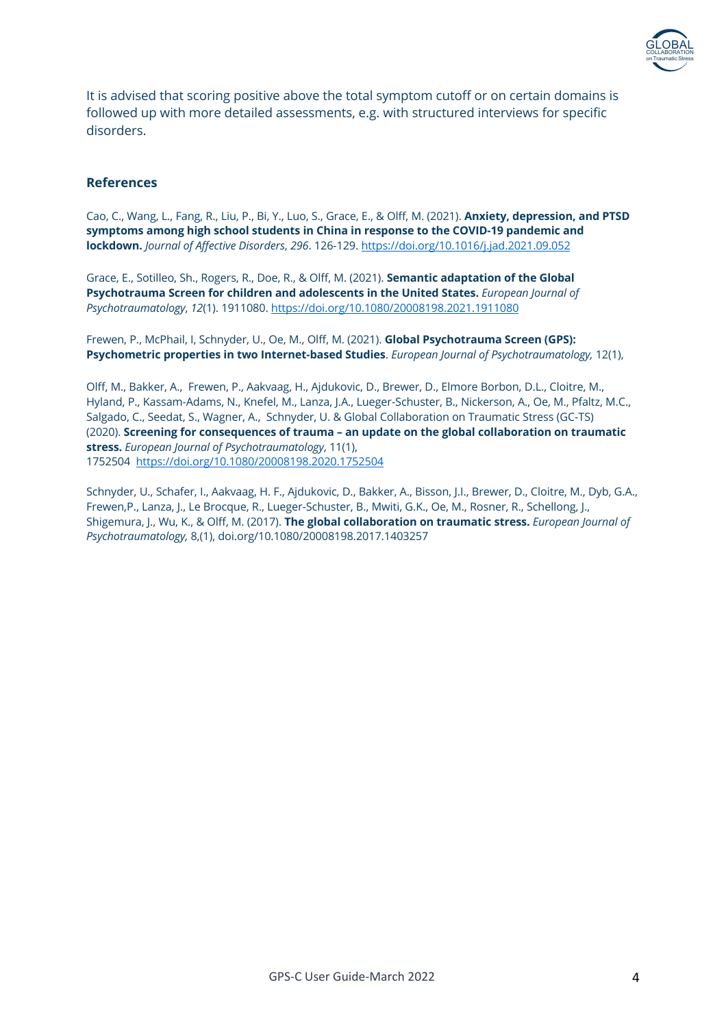It is advised that scoring positive above the total symptom cutoff or on certain domains is followed up with more detailed assessments, e.g. with structured interviews for specific disorders.

## References

Cao, C., Wang, L., Fang, R., Liu, P., Bi, Y., Luo, S., Grace, E., & Olff, M. (2021). **Anxiety, depression, and PTSD symptoms among high school students in China in response to the COVID-19 pandemic and lockdown.** *Journal of Affective Disorders*, *296*. 126-129. https://doi.org/10.1016/j.jad.2021.09.052

Grace, E., Sotilleo, Sh., Rogers, R., Doe, R., & Olff, M. (2021). **Semantic adaptation of the Global Psychotrauma Screen for children and adolescents in the United States.** *European Journal of Psychotraumatology*, *12*(1). 1911080. https://doi.org/10.1080/20008198.2021.1911080

Frewen, P., McPhail, I, Schnyder, U., Oe, M., Olff, M. (2021). **Global Psychotrauma Screen (GPS): Psychometric properties in two Internet-based Studies**. *European Journal of Psychotraumatology,* 12(1),

Olff, M., Bakker, A., Frewen, P., Aakvaag, H., Ajdukovic, D., Brewer, D., Elmore Borbon, D.L., Cloitre, M., Hyland, P., Kassam-Adams, N., Knefel, M., Lanza, J.A., Lueger-Schuster, B., Nickerson, A., Oe, M., Pfaltz, M.C., Salgado, C., Seedat, S., Wagner, A., Schnyder, U. & Global Collaboration on Traumatic Stress (GC-TS) (2020). **Screening for consequences of trauma – an update on the global collaboration on traumatic stress.** *European Journal of Psychotraumatology*, 11(1), 1752504 https://doi.org/10.1080/20008198.2020.1752504

Schnyder, U., Schafer, I., Aakvaag, H. F., Ajdukovic, D., Bakker, A., Bisson, J.I., Brewer, D., Cloitre, M., Dyb, G.A., Frewen,P., Lanza, J., Le Brocque, R., Lueger-Schuster, B., Mwiti, G.K., Oe, M., Rosner, R., Schellong, J., Shigemura, J., Wu, K., & Olff, M. (2017). **The global collaboration on traumatic stress.** *European Journal of Psychotraumatology,* 8,(1), doi.org/10.1080/20008198.2017.1403257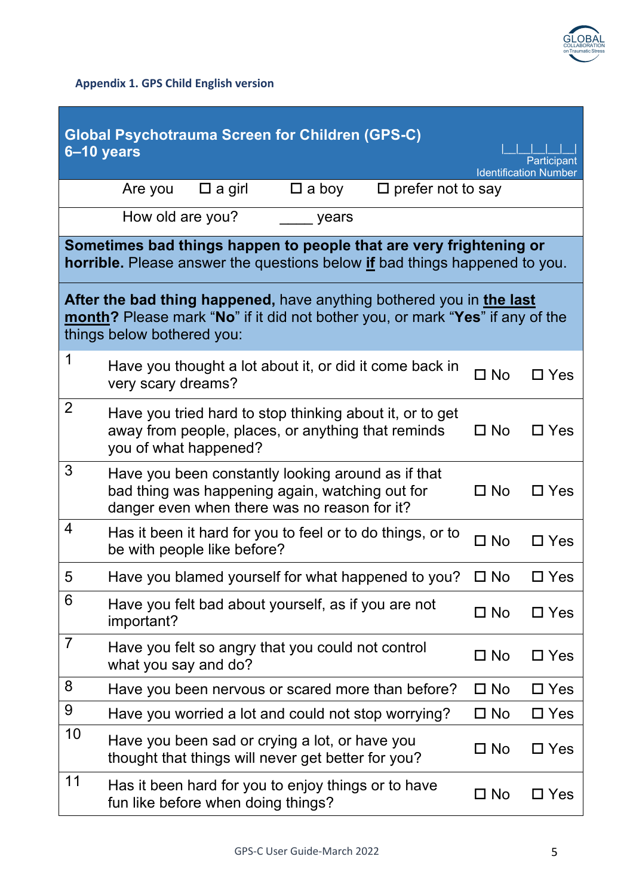### Appendix 1. GPS Child English version

## Global Psychotrauma Screen for Children (GPS-C)
## 6–10 years

|_|_|_|_|_|_|
Participant Identification Number

Are you ☐ a girl ☐ a boy ☐ prefer not to say

How old are you? ____ years

**Sometimes bad things happen to people that are very frightening or horrible.** Please answer the questions below **if** bad things happened to you.

**After the bad thing happened,** have anything bothered you in **the last month**? Please mark "**No**" if it did not bother you, or mark "**Yes**" if any of the things below bothered you:

| # | Question | No | Yes |
|---|---|---|---|
| 1 | Have you thought a lot about it, or did it come back in very scary dreams? | ☐ No | ☐ Yes |
| 2 | Have you tried hard to stop thinking about it, or to get away from people, places, or anything that reminds you of what happened? | ☐ No | ☐ Yes |
| 3 | Have you been constantly looking around as if that bad thing was happening again, watching out for danger even when there was no reason for it? | ☐ No | ☐ Yes |
| 4 | Has it been it hard for you to feel or to do things, or to be with people like before? | ☐ No | ☐ Yes |
| 5 | Have you blamed yourself for what happened to you? | ☐ No | ☐ Yes |
| 6 | Have you felt bad about yourself, as if you are not important? | ☐ No | ☐ Yes |
| 7 | Have you felt so angry that you could not control what you say and do? | ☐ No | ☐ Yes |
| 8 | Have you been nervous or scared more than before? | ☐ No | ☐ Yes |
| 9 | Have you worried a lot and could not stop worrying? | ☐ No | ☐ Yes |
| 10 | Have you been sad or crying a lot, or have you thought that things will never get better for you? | ☐ No | ☐ Yes |
| 11 | Has it been hard for you to enjoy things or to have fun like before when doing things? | ☐ No | ☐ Yes |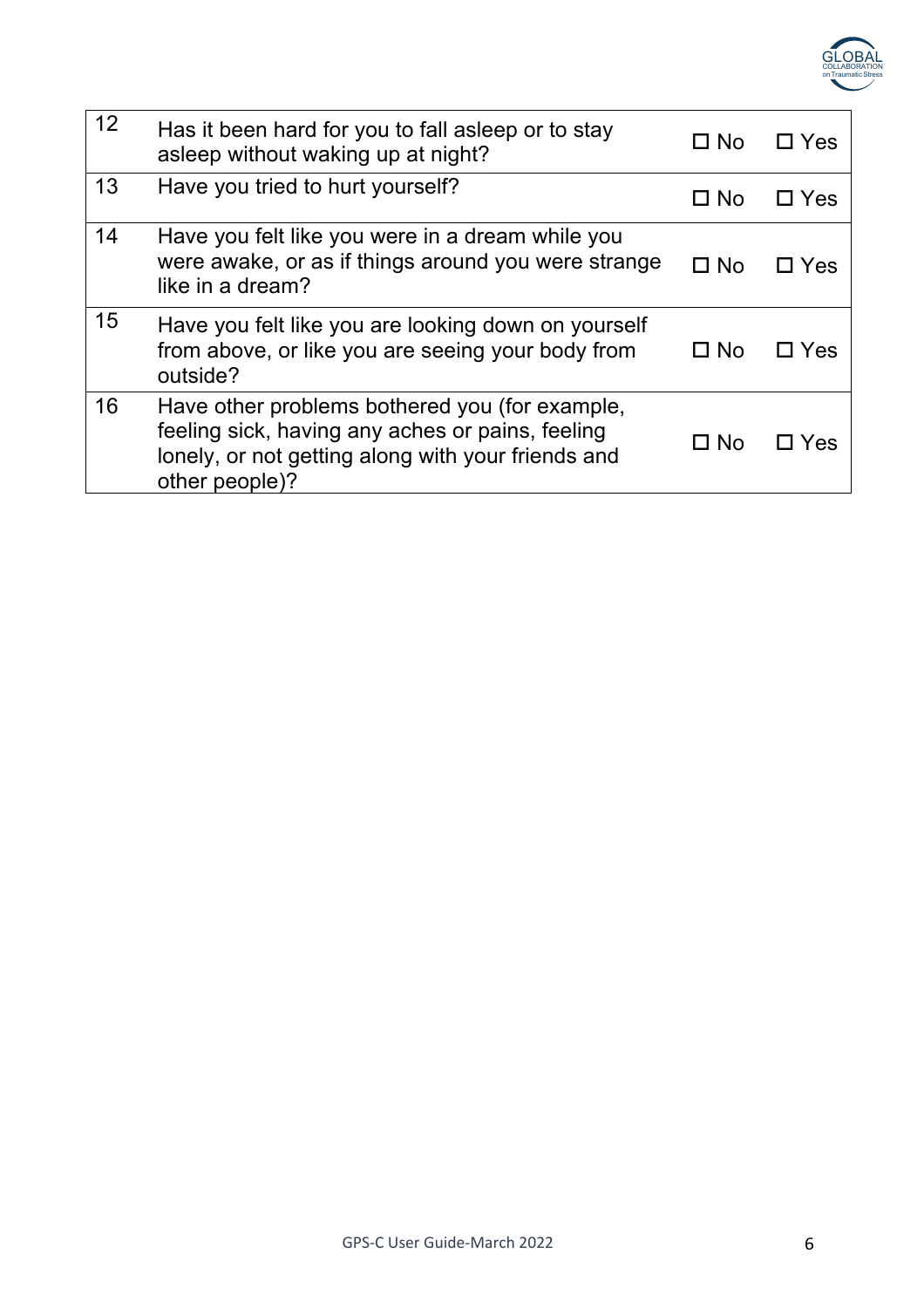| | | | |
|---|---|---|---|
| 12 | Has it been hard for you to fall asleep or to stay asleep without waking up at night? | ☐ No | ☐ Yes |
| 13 | Have you tried to hurt yourself? | ☐ No | ☐ Yes |
| 14 | Have you felt like you were in a dream while you were awake, or as if things around you were strange like in a dream? | ☐ No | ☐ Yes |
| 15 | Have you felt like you are looking down on yourself from above, or like you are seeing your body from outside? | ☐ No | ☐ Yes |
| 16 | Have other problems bothered you (for example, feeling sick, having any aches or pains, feeling lonely, or not getting along with your friends and other people)? | ☐ No | ☐ Yes |